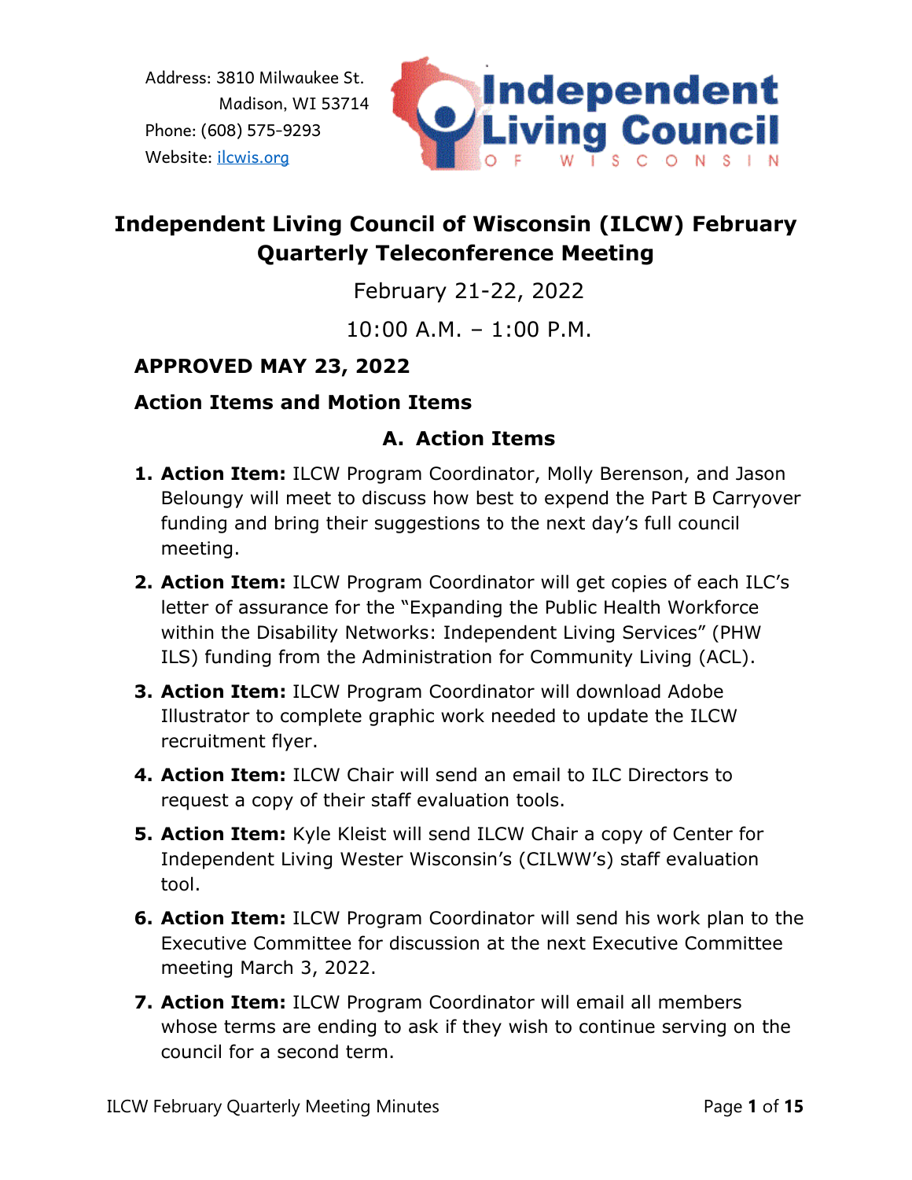Address: 3810 Milwaukee St.
Madison, WI 53714
Phone: (608) 575-9293
Website: ilcwis.org

# Independent Living Council of Wisconsin (ILCW) February Quarterly Teleconference Meeting

February 21-22, 2022

10:00 A.M. – 1:00 P.M.

**APPROVED MAY 23, 2022**

## Action Items and Motion Items

### A. Action Items

1. **Action Item:** ILCW Program Coordinator, Molly Berenson, and Jason Belounngy will meet to discuss how best to expend the Part B Carryover funding and bring their suggestions to the next day's full council meeting.
2. **Action Item:** ILCW Program Coordinator will get copies of each ILC's letter of assurance for the "Expanding the Public Health Workforce within the Disability Networks: Independent Living Services" (PHW ILS) funding from the Administration for Community Living (ACL).
3. **Action Item:** ILCW Program Coordinator will download Adobe Illustrator to complete graphic work needed to update the ILCW recruitment flyer.
4. **Action Item:** ILCW Chair will send an email to ILC Directors to request a copy of their staff evaluation tools.
5. **Action Item:** Kyle Kleist will send ILCW Chair a copy of Center for Independent Living Wester Wisconsin's (CILWW's) staff evaluation tool.
6. **Action Item:** ILCW Program Coordinator will send his work plan to the Executive Committee for discussion at the next Executive Committee meeting March 3, 2022.
7. **Action Item:** ILCW Program Coordinator will email all members whose terms are ending to ask if they wish to continue serving on the council for a second term.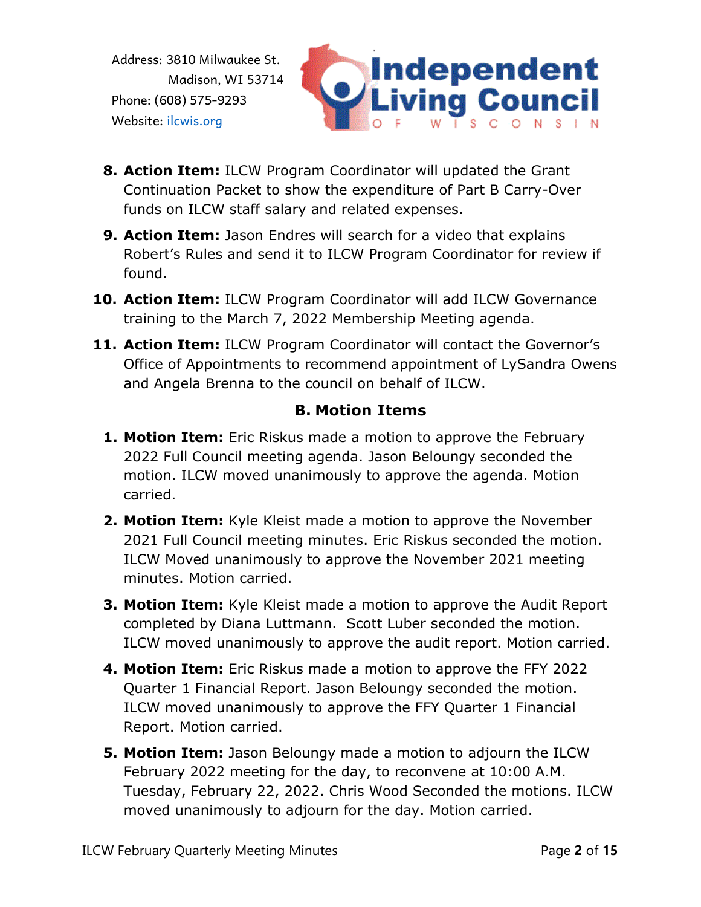8. **Action Item:** ILCW Program Coordinator will updated the Grant Continuation Packet to show the expenditure of Part B Carry-Over funds on ILCW staff salary and related expenses.
9. **Action Item:** Jason Endres will search for a video that explains Robert's Rules and send it to ILCW Program Coordinator for review if found.
10. **Action Item:** ILCW Program Coordinator will add ILCW Governance training to the March 7, 2022 Membership Meeting agenda.
11. **Action Item:** ILCW Program Coordinator will contact the Governor's Office of Appointments to recommend appointment of LySandra Owens and Angela Brenna to the council on behalf of ILCW.

### B. Motion Items

1. **Motion Item:** Eric Riskus made a motion to approve the February 2022 Full Council meeting agenda. Jason Beloungy seconded the motion. ILCW moved unanimously to approve the agenda. Motion carried.
2. **Motion Item:** Kyle Kleist made a motion to approve the November 2021 Full Council meeting minutes. Eric Riskus seconded the motion. ILCW Moved unanimously to approve the November 2021 meeting minutes. Motion carried.
3. **Motion Item:** Kyle Kleist made a motion to approve the Audit Report completed by Diana Luttmann. Scott Luber seconded the motion. ILCW moved unanimously to approve the audit report. Motion carried.
4. **Motion Item:** Eric Riskus made a motion to approve the FFY 2022 Quarter 1 Financial Report. Jason Beloungy seconded the motion. ILCW moved unanimously to approve the FFY Quarter 1 Financial Report. Motion carried.
5. **Motion Item:** Jason Beloungy made a motion to adjourn the ILCW February 2022 meeting for the day, to reconvene at 10:00 A.M. Tuesday, February 22, 2022. Chris Wood Seconded the motions. ILCW moved unanimously to adjourn for the day. Motion carried.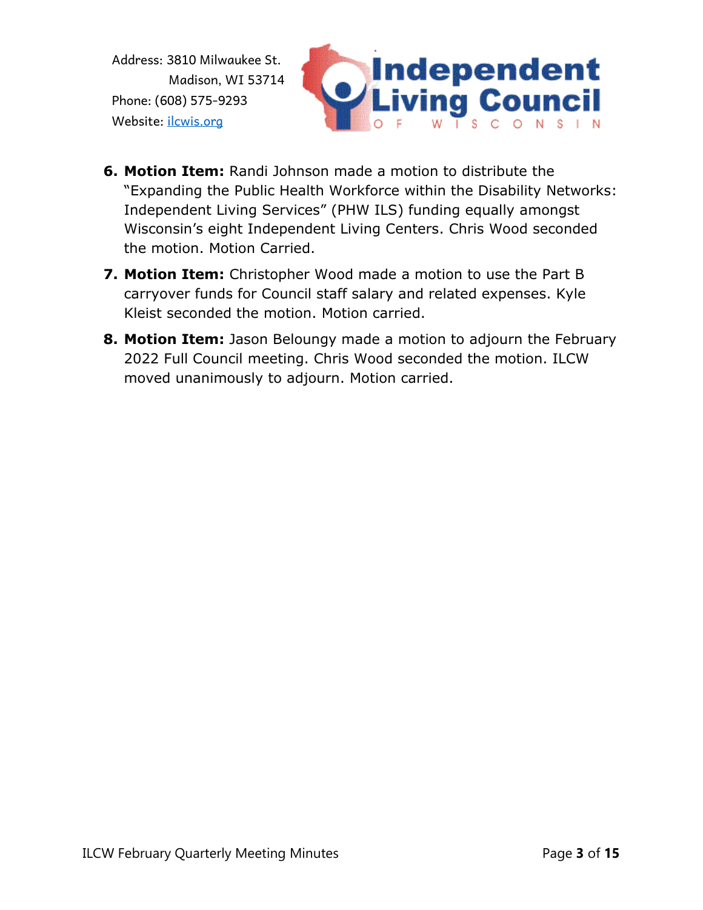6. **Motion Item:** Randi Johnson made a motion to distribute the "Expanding the Public Health Workforce within the Disability Networks: Independent Living Services" (PHW ILS) funding equally amongst Wisconsin's eight Independent Living Centers. Chris Wood seconded the motion. Motion Carried.
7. **Motion Item:** Christopher Wood made a motion to use the Part B carryover funds for Council staff salary and related expenses. Kyle Kleist seconded the motion. Motion carried.
8. **Motion Item:** Jason Beloungy made a motion to adjourn the February 2022 Full Council meeting. Chris Wood seconded the motion. ILCW moved unanimously to adjourn. Motion carried.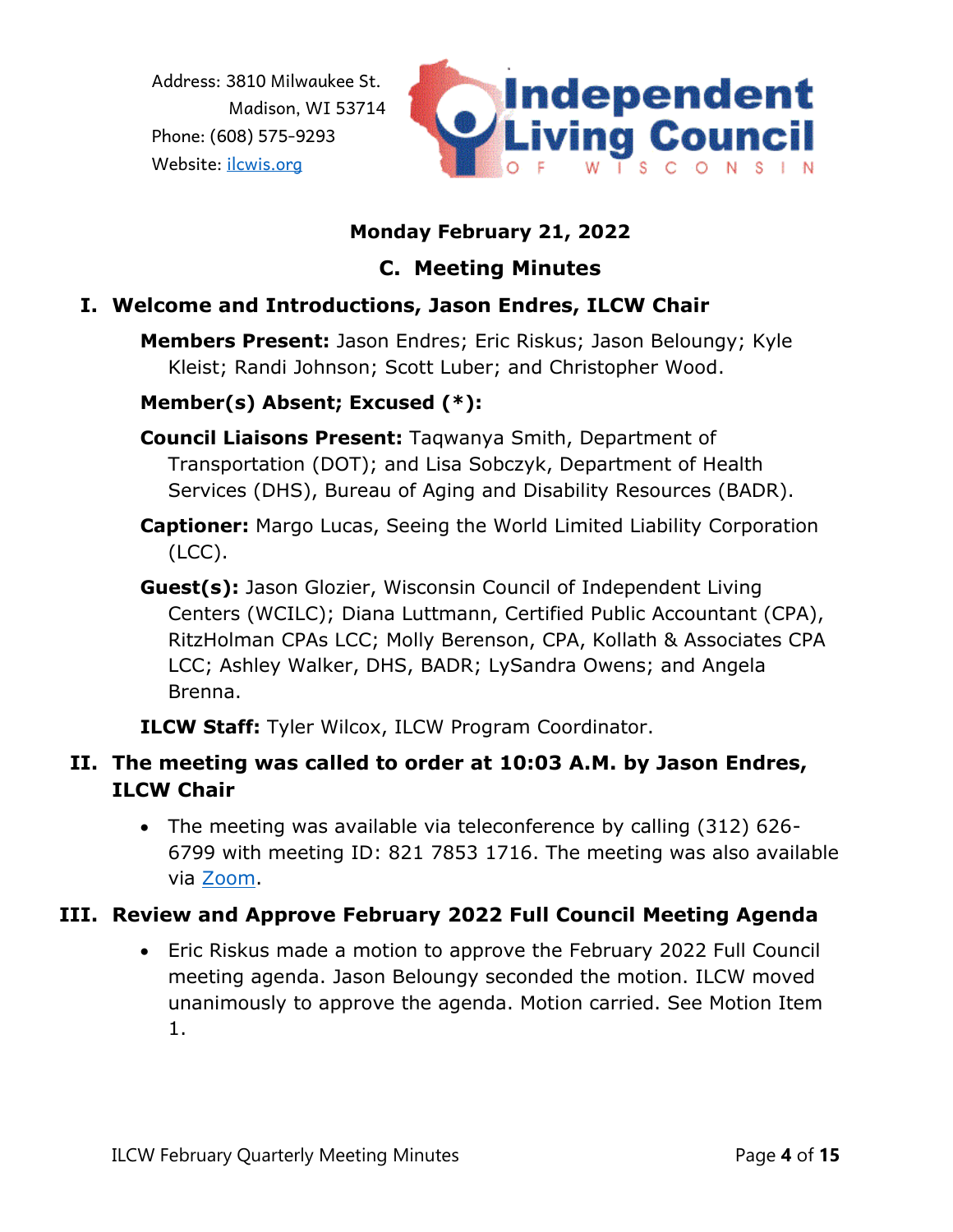Address: 3810 Milwaukee St.
Madison, WI 53714
Phone: (608) 575-9293
Website: [ilcwis.org](https://ilcwis.org)

Independent Living Council OF WISCONSIN

**Monday February 21, 2022**

## C. Meeting Minutes

### I. Welcome and Introductions, Jason Endres, ILCW Chair

**Members Present:** Jason Endres; Eric Riskus; Jason Beloungy; Kyle Kleist; Randi Johnson; Scott Luber; and Christopher Wood.

**Member(s) Absent; Excused (*):**

**Council Liaisons Present:** Taqwanya Smith, Department of Transportation (DOT); and Lisa Sobczyk, Department of Health Services (DHS), Bureau of Aging and Disability Resources (BADR).

**Captioner:** Margo Lucas, Seeing the World Limited Liability Corporation (LCC).

**Guest(s):** Jason Glozier, Wisconsin Council of Independent Living Centers (WCILC); Diana Luttmann, Certified Public Accountant (CPA), RitzHolman CPAs LCC; Molly Berenson, CPA, Kollath & Associates CPA LCC; Ashley Walker, DHS, BADR; LySandra Owens; and Angela Brenna.

**ILCW Staff:** Tyler Wilcox, ILCW Program Coordinator.

### II. The meeting was called to order at 10:03 A.M. by Jason Endres, ILCW Chair

- The meeting was available via teleconference by calling (312) 626-6799 with meeting ID: 821 7853 1716. The meeting was also available via [Zoom](#).

### III. Review and Approve February 2022 Full Council Meeting Agenda

- Eric Riskus made a motion to approve the February 2022 Full Council meeting agenda. Jason Beloungy seconded the motion. ILCW moved unanimously to approve the agenda. Motion carried. See Motion Item 1.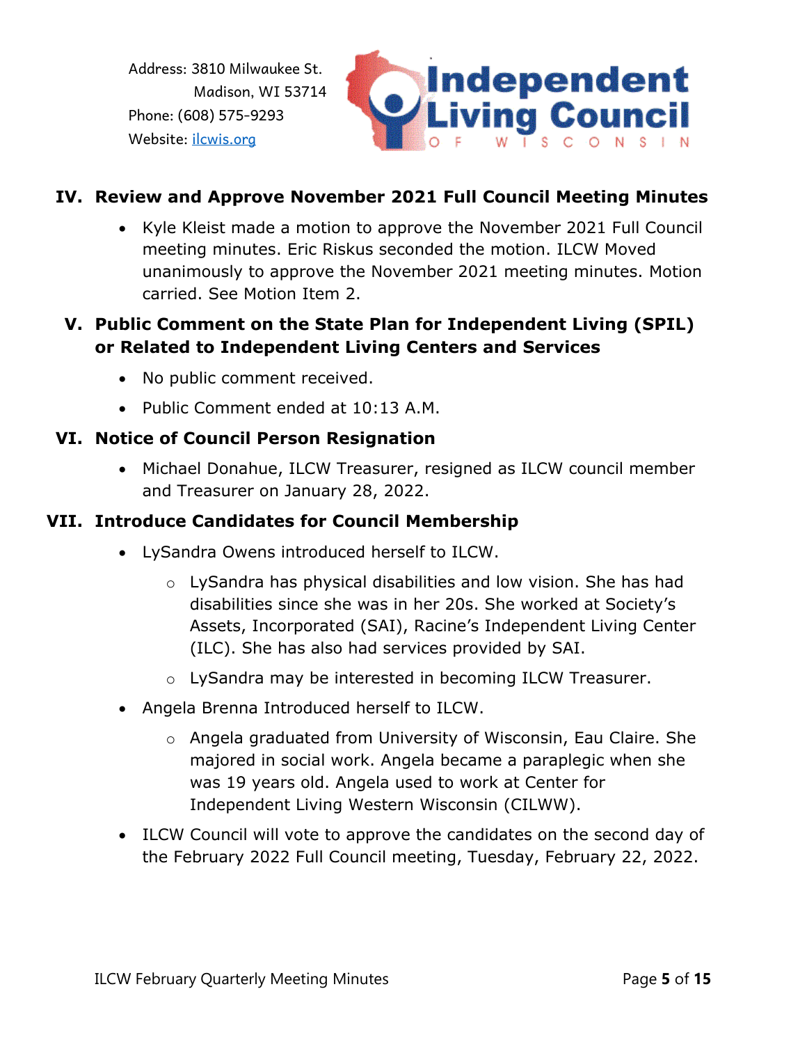## IV. Review and Approve November 2021 Full Council Meeting Minutes

- Kyle Kleist made a motion to approve the November 2021 Full Council meeting minutes. Eric Riskus seconded the motion. ILCW Moved unanimously to approve the November 2021 meeting minutes. Motion carried. See Motion Item 2.

## V. Public Comment on the State Plan for Independent Living (SPIL) or Related to Independent Living Centers and Services

- No public comment received.
- Public Comment ended at 10:13 A.M.

## VI. Notice of Council Person Resignation

- Michael Donahue, ILCW Treasurer, resigned as ILCW council member and Treasurer on January 28, 2022.

## VII. Introduce Candidates for Council Membership

- LySandra Owens introduced herself to ILCW.
  - LySandra has physical disabilities and low vision. She has had disabilities since she was in her 20s. She worked at Society's Assets, Incorporated (SAI), Racine's Independent Living Center (ILC). She has also had services provided by SAI.
  - LySandra may be interested in becoming ILCW Treasurer.
- Angela Brenna Introduced herself to ILCW.
  - Angela graduated from University of Wisconsin, Eau Claire. She majored in social work. Angela became a paraplegic when she was 19 years old. Angela used to work at Center for Independent Living Western Wisconsin (CILWW).
- ILCW Council will vote to approve the candidates on the second day of the February 2022 Full Council meeting, Tuesday, February 22, 2022.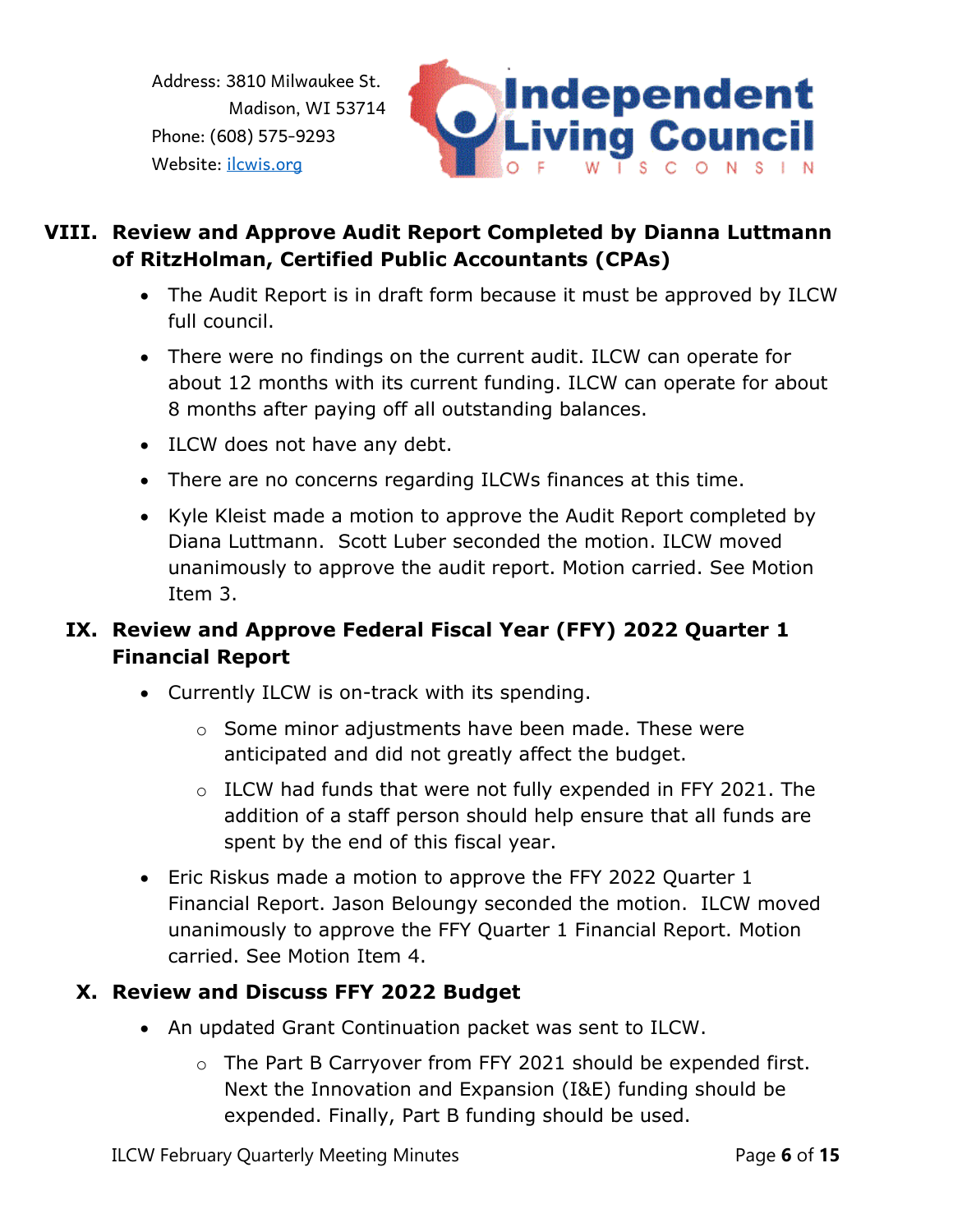## VIII. Review and Approve Audit Report Completed by Dianna Luttmann of RitzHolman, Certified Public Accountants (CPAs)

- The Audit Report is in draft form because it must be approved by ILCW full council.
- There were no findings on the current audit. ILCW can operate for about 12 months with its current funding. ILCW can operate for about 8 months after paying off all outstanding balances.
- ILCW does not have any debt.
- There are no concerns regarding ILCWs finances at this time.
- Kyle Kleist made a motion to approve the Audit Report completed by Diana Luttmann. Scott Luber seconded the motion. ILCW moved unanimously to approve the audit report. Motion carried. See Motion Item 3.

## IX. Review and Approve Federal Fiscal Year (FFY) 2022 Quarter 1 Financial Report

- Currently ILCW is on-track with its spending.
    - Some minor adjustments have been made. These were anticipated and did not greatly affect the budget.
    - ILCW had funds that were not fully expended in FFY 2021. The addition of a staff person should help ensure that all funds are spent by the end of this fiscal year.
- Eric Riskus made a motion to approve the FFY 2022 Quarter 1 Financial Report. Jason Beloungy seconded the motion. ILCW moved unanimously to approve the FFY Quarter 1 Financial Report. Motion carried. See Motion Item 4.

## X. Review and Discuss FFY 2022 Budget

- An updated Grant Continuation packet was sent to ILCW.
    - The Part B Carryover from FFY 2021 should be expended first. Next the Innovation and Expansion (I&E) funding should be expended. Finally, Part B funding should be used.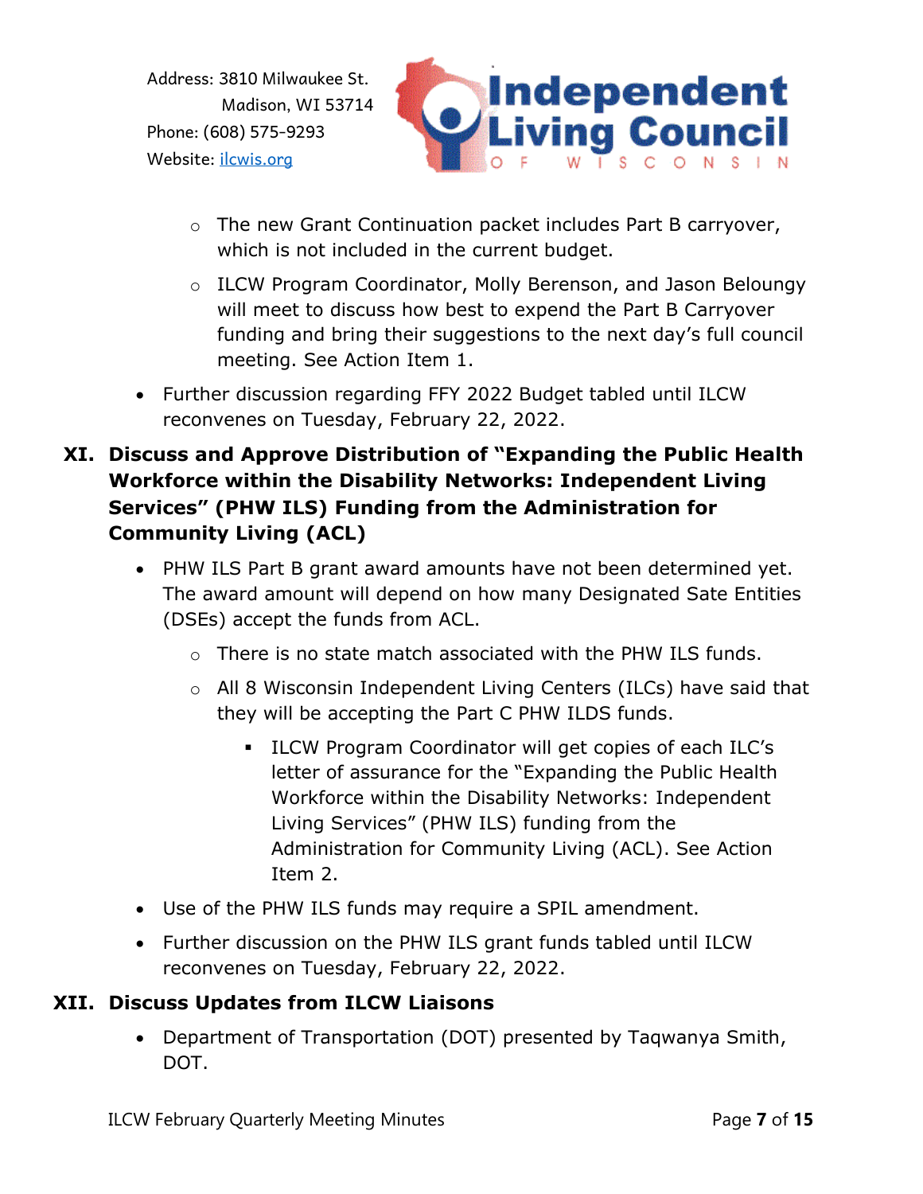- The new Grant Continuation packet includes Part B carryover, which is not included in the current budget.
  - ILCW Program Coordinator, Molly Berenson, and Jason Beloungy will meet to discuss how best to expend the Part B Carryover funding and bring their suggestions to the next day's full council meeting. See Action Item 1.
- Further discussion regarding FFY 2022 Budget tabled until ILCW reconvenes on Tuesday, February 22, 2022.

## XI. Discuss and Approve Distribution of "Expanding the Public Health Workforce within the Disability Networks: Independent Living Services" (PHW ILS) Funding from the Administration for Community Living (ACL)

- PHW ILS Part B grant award amounts have not been determined yet. The award amount will depend on how many Designated Sate Entities (DSEs) accept the funds from ACL.
  - There is no state match associated with the PHW ILS funds.
  - All 8 Wisconsin Independent Living Centers (ILCs) have said that they will be accepting the Part C PHW ILDS funds.
    - ILCW Program Coordinator will get copies of each ILC's letter of assurance for the "Expanding the Public Health Workforce within the Disability Networks: Independent Living Services" (PHW ILS) funding from the Administration for Community Living (ACL). See Action Item 2.
- Use of the PHW ILS funds may require a SPIL amendment.
- Further discussion on the PHW ILS grant funds tabled until ILCW reconvenes on Tuesday, February 22, 2022.

## XII. Discuss Updates from ILCW Liaisons

- Department of Transportation (DOT) presented by Taqwanya Smith, DOT.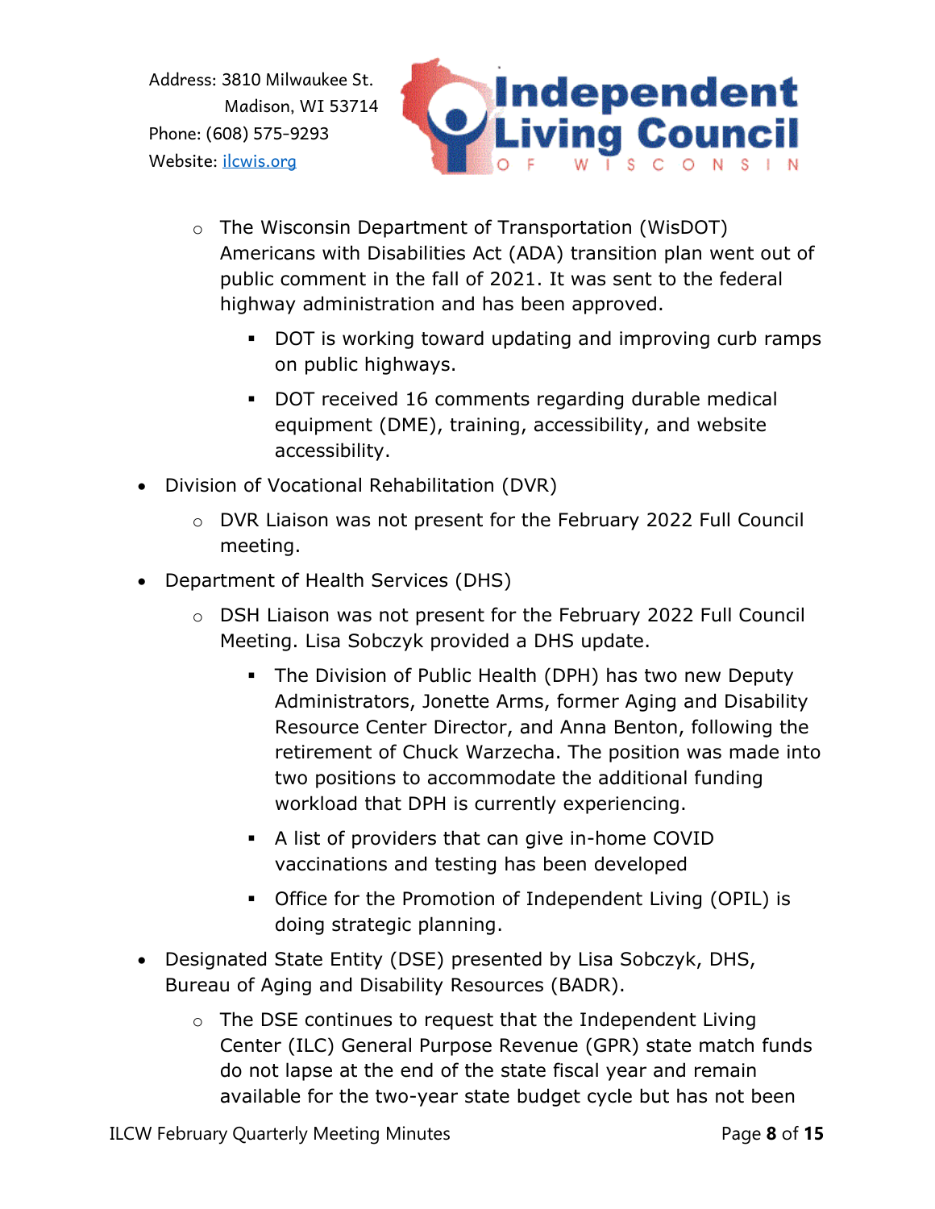- The Wisconsin Department of Transportation (WisDOT) Americans with Disabilities Act (ADA) transition plan went out of public comment in the fall of 2021. It was sent to the federal highway administration and has been approved.
  - DOT is working toward updating and improving curb ramps on public highways.
  - DOT received 16 comments regarding durable medical equipment (DME), training, accessibility, and website accessibility.

- Division of Vocational Rehabilitation (DVR)
  - DVR Liaison was not present for the February 2022 Full Council meeting.

- Department of Health Services (DHS)
  - DSH Liaison was not present for the February 2022 Full Council Meeting. Lisa Sobczyk provided a DHS update.
    - The Division of Public Health (DPH) has two new Deputy Administrators, Jonette Arms, former Aging and Disability Resource Center Director, and Anna Benton, following the retirement of Chuck Warzecha. The position was made into two positions to accommodate the additional funding workload that DPH is currently experiencing.
    - A list of providers that can give in-home COVID vaccinations and testing has been developed
    - Office for the Promotion of Independent Living (OPIL) is doing strategic planning.

- Designated State Entity (DSE) presented by Lisa Sobczyk, DHS, Bureau of Aging and Disability Resources (BADR).
  - The DSE continues to request that the Independent Living Center (ILC) General Purpose Revenue (GPR) state match funds do not lapse at the end of the state fiscal year and remain available for the two-year state budget cycle but has not been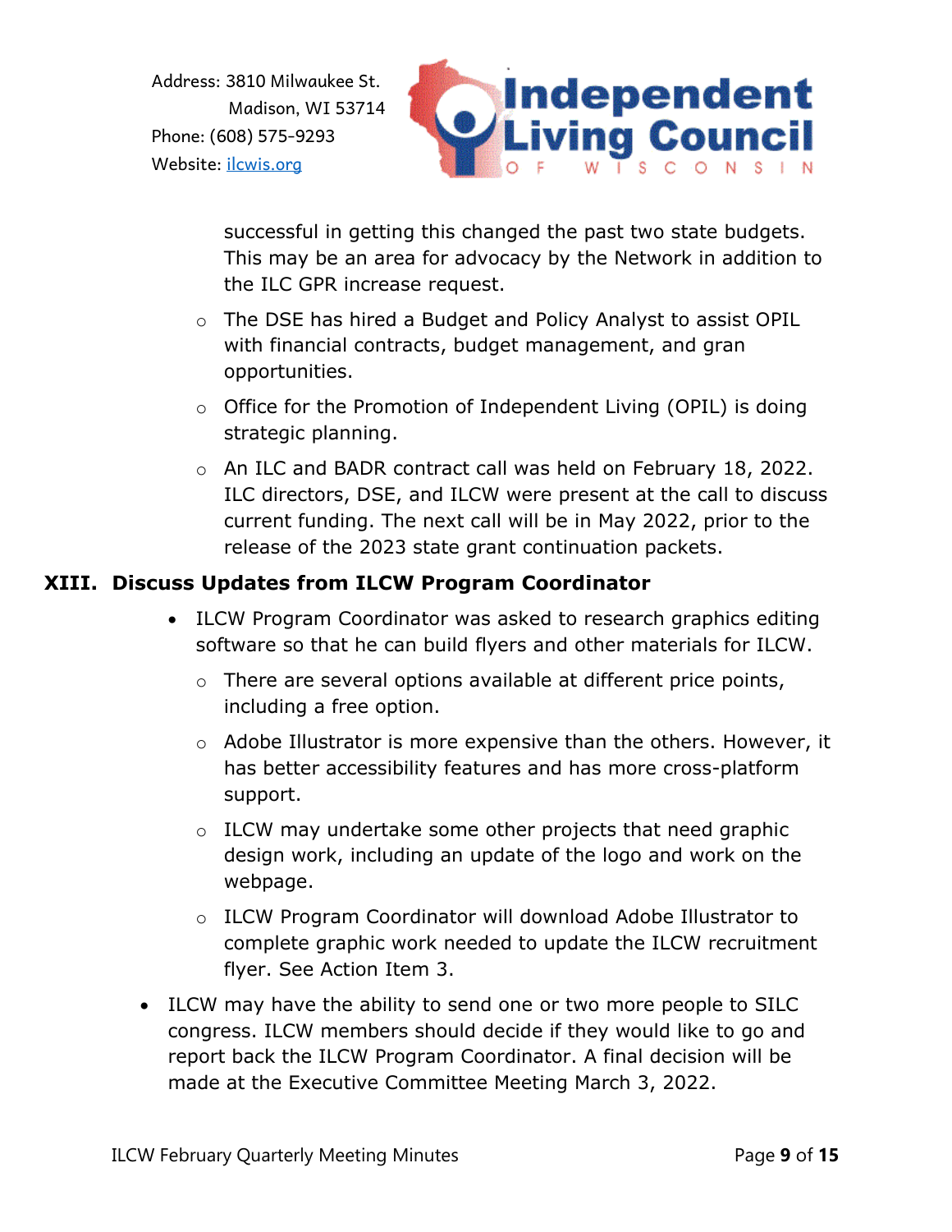successful in getting this changed the past two state budgets. This may be an area for advocacy by the Network in addition to the ILC GPR increase request.

  - The DSE has hired a Budget and Policy Analyst to assist OPIL with financial contracts, budget management, and gran opportunities.
  - Office for the Promotion of Independent Living (OPIL) is doing strategic planning.
  - An ILC and BADR contract call was held on February 18, 2022. ILC directors, DSE, and ILCW were present at the call to discuss current funding. The next call will be in May 2022, prior to the release of the 2023 state grant continuation packets.

## XIII. Discuss Updates from ILCW Program Coordinator

- ILCW Program Coordinator was asked to research graphics editing software so that he can build flyers and other materials for ILCW.
  - There are several options available at different price points, including a free option.
  - Adobe Illustrator is more expensive than the others. However, it has better accessibility features and has more cross-platform support.
  - ILCW may undertake some other projects that need graphic design work, including an update of the logo and work on the webpage.
  - ILCW Program Coordinator will download Adobe Illustrator to complete graphic work needed to update the ILCW recruitment flyer. See Action Item 3.
- ILCW may have the ability to send one or two more people to SILC congress. ILCW members should decide if they would like to go and report back the ILCW Program Coordinator. A final decision will be made at the Executive Committee Meeting March 3, 2022.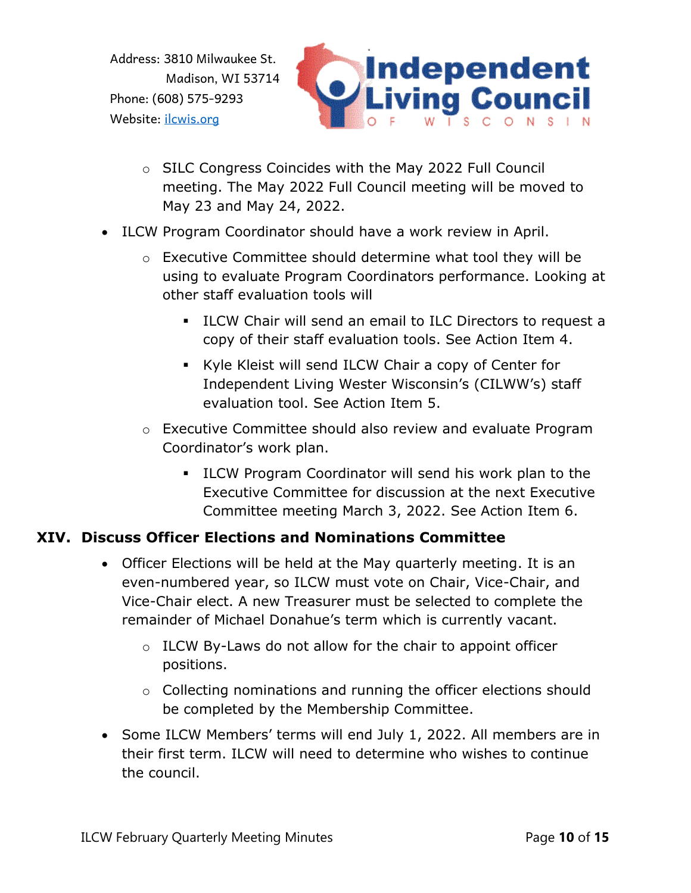- SILC Congress Coincides with the May 2022 Full Council meeting. The May 2022 Full Council meeting will be moved to May 23 and May 24, 2022.
- ILCW Program Coordinator should have a work review in April.
    - Executive Committee should determine what tool they will be using to evaluate Program Coordinators performance. Looking at other staff evaluation tools will
        - ILCW Chair will send an email to ILC Directors to request a copy of their staff evaluation tools. See Action Item 4.
        - Kyle Kleist will send ILCW Chair a copy of Center for Independent Living Wester Wisconsin's (CILWW's) staff evaluation tool. See Action Item 5.
    - Executive Committee should also review and evaluate Program Coordinator's work plan.
        - ILCW Program Coordinator will send his work plan to the Executive Committee for discussion at the next Executive Committee meeting March 3, 2022. See Action Item 6.

## XIV. Discuss Officer Elections and Nominations Committee

- Officer Elections will be held at the May quarterly meeting. It is an even-numbered year, so ILCW must vote on Chair, Vice-Chair, and Vice-Chair elect. A new Treasurer must be selected to complete the remainder of Michael Donahue's term which is currently vacant.
    - ILCW By-Laws do not allow for the chair to appoint officer positions.
    - Collecting nominations and running the officer elections should be completed by the Membership Committee.
- Some ILCW Members' terms will end July 1, 2022. All members are in their first term. ILCW will need to determine who wishes to continue the council.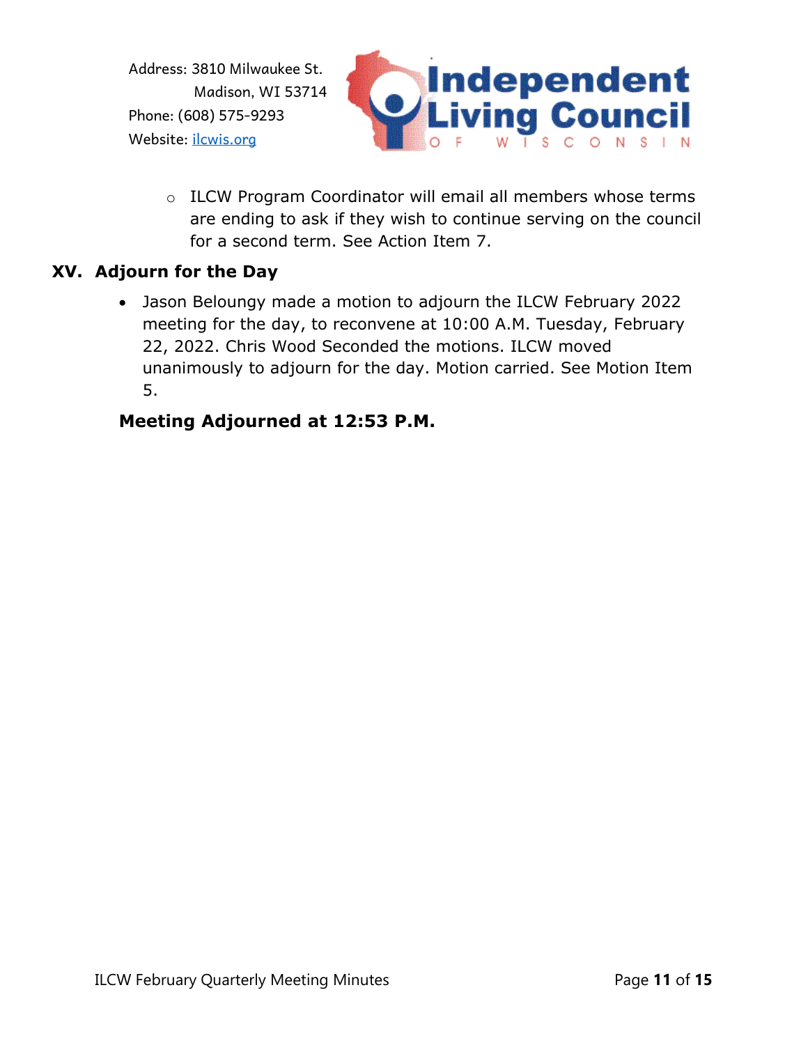- ILCW Program Coordinator will email all members whose terms are ending to ask if they wish to continue serving on the council for a second term. See Action Item 7.

## XV. Adjourn for the Day

- Jason Belougny made a motion to adjourn the ILCW February 2022 meeting for the day, to reconvene at 10:00 A.M. Tuesday, February 22, 2022. Chris Wood Seconded the motions. ILCW moved unanimously to adjourn for the day. Motion carried. See Motion Item 5.

**Meeting Adjourned at 12:53 P.M.**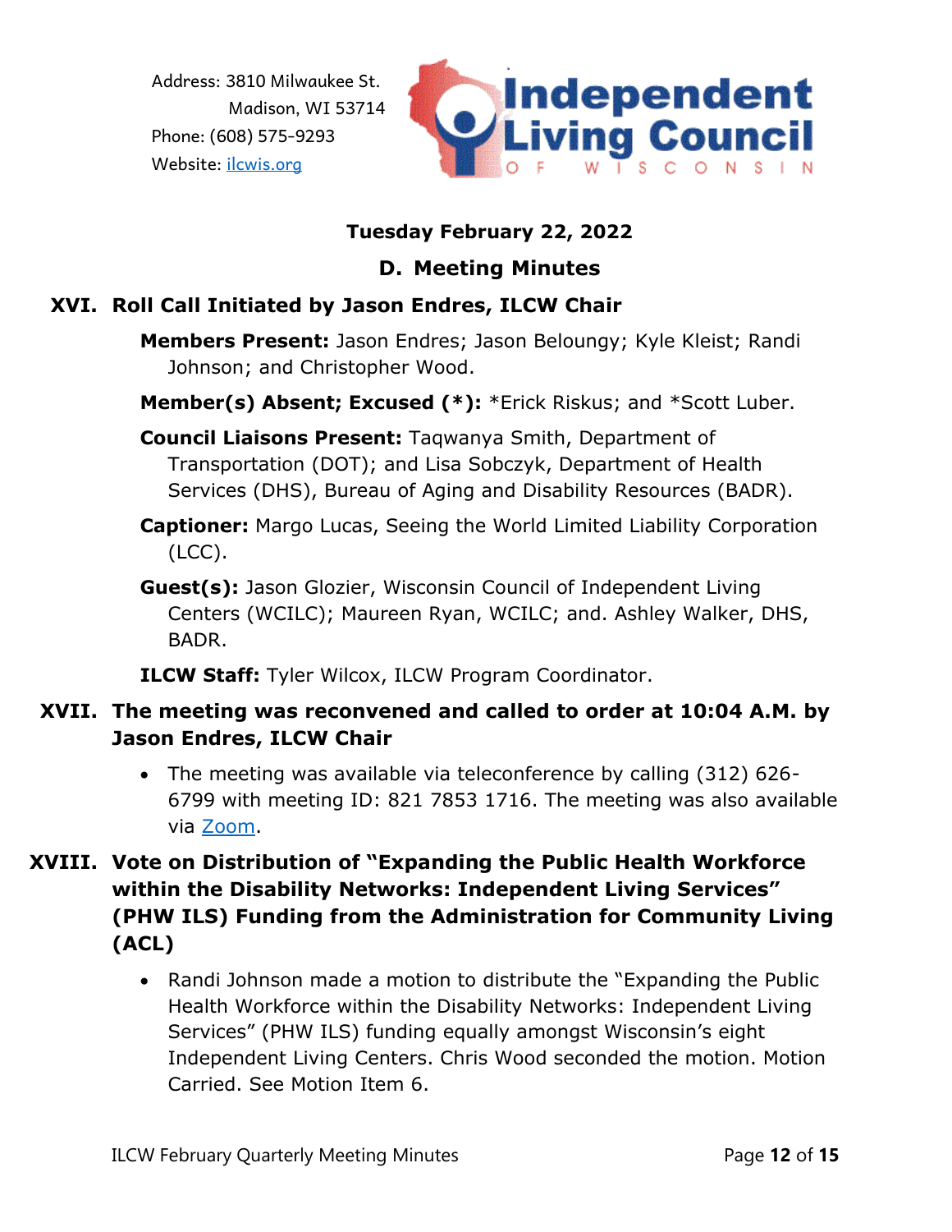Address: 3810 Milwaukee St.
Madison, WI 53714
Phone: (608) 575-9293
Website: [ilcwis.org](ilcwis.org)

**Tuesday February 22, 2022**

## D. Meeting Minutes

### XVI. Roll Call Initiated by Jason Endres, ILCW Chair

**Members Present:** Jason Endres; Jason Beloungy; Kyle Kleist; Randi Johnson; and Christopher Wood.

**Member(s) Absent; Excused (*):** *Erick Riskus; and *Scott Luber.

**Council Liaisons Present:** Taqwanya Smith, Department of Transportation (DOT); and Lisa Sobczyk, Department of Health Services (DHS), Bureau of Aging and Disability Resources (BADR).

**Captioner:** Margo Lucas, Seeing the World Limited Liability Corporation (LCC).

**Guest(s):** Jason Glozier, Wisconsin Council of Independent Living Centers (WCILC); Maureen Ryan, WCILC; and. Ashley Walker, DHS, BADR.

**ILCW Staff:** Tyler Wilcox, ILCW Program Coordinator.

### XVII. The meeting was reconvened and called to order at 10:04 A.M. by Jason Endres, ILCW Chair

- The meeting was available via teleconference by calling (312) 626-6799 with meeting ID: 821 7853 1716. The meeting was also available via Zoom.

### XVIII. Vote on Distribution of "Expanding the Public Health Workforce within the Disability Networks: Independent Living Services" (PHW ILS) Funding from the Administration for Community Living (ACL)

- Randi Johnson made a motion to distribute the "Expanding the Public Health Workforce within the Disability Networks: Independent Living Services" (PHW ILS) funding equally amongst Wisconsin's eight Independent Living Centers. Chris Wood seconded the motion. Motion Carried. See Motion Item 6.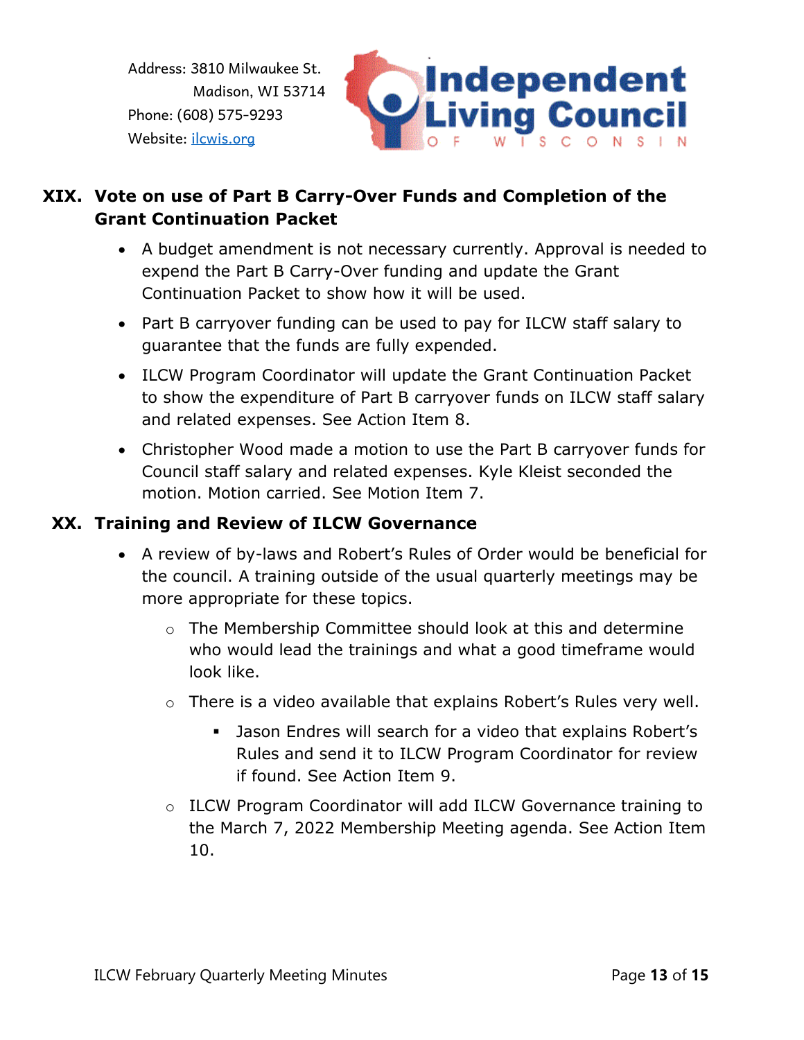Address: 3810 Milwaukee St.
Madison, WI 53714
Phone: (608) 575-9293
Website: ilcwis.org

## XIX. Vote on use of Part B Carry-Over Funds and Completion of the Grant Continuation Packet

- A budget amendment is not necessary currently. Approval is needed to expend the Part B Carry-Over funding and update the Grant Continuation Packet to show how it will be used.
- Part B carryover funding can be used to pay for ILCW staff salary to guarantee that the funds are fully expended.
- ILCW Program Coordinator will update the Grant Continuation Packet to show the expenditure of Part B carryover funds on ILCW staff salary and related expenses. See Action Item 8.
- Christopher Wood made a motion to use the Part B carryover funds for Council staff salary and related expenses. Kyle Kleist seconded the motion. Motion carried. See Motion Item 7.

## XX. Training and Review of ILCW Governance

- A review of by-laws and Robert's Rules of Order would be beneficial for the council. A training outside of the usual quarterly meetings may be more appropriate for these topics.
  - The Membership Committee should look at this and determine who would lead the trainings and what a good timeframe would look like.
  - There is a video available that explains Robert's Rules very well.
    - Jason Endres will search for a video that explains Robert's Rules and send it to ILCW Program Coordinator for review if found. See Action Item 9.
  - ILCW Program Coordinator will add ILCW Governance training to the March 7, 2022 Membership Meeting agenda. See Action Item 10.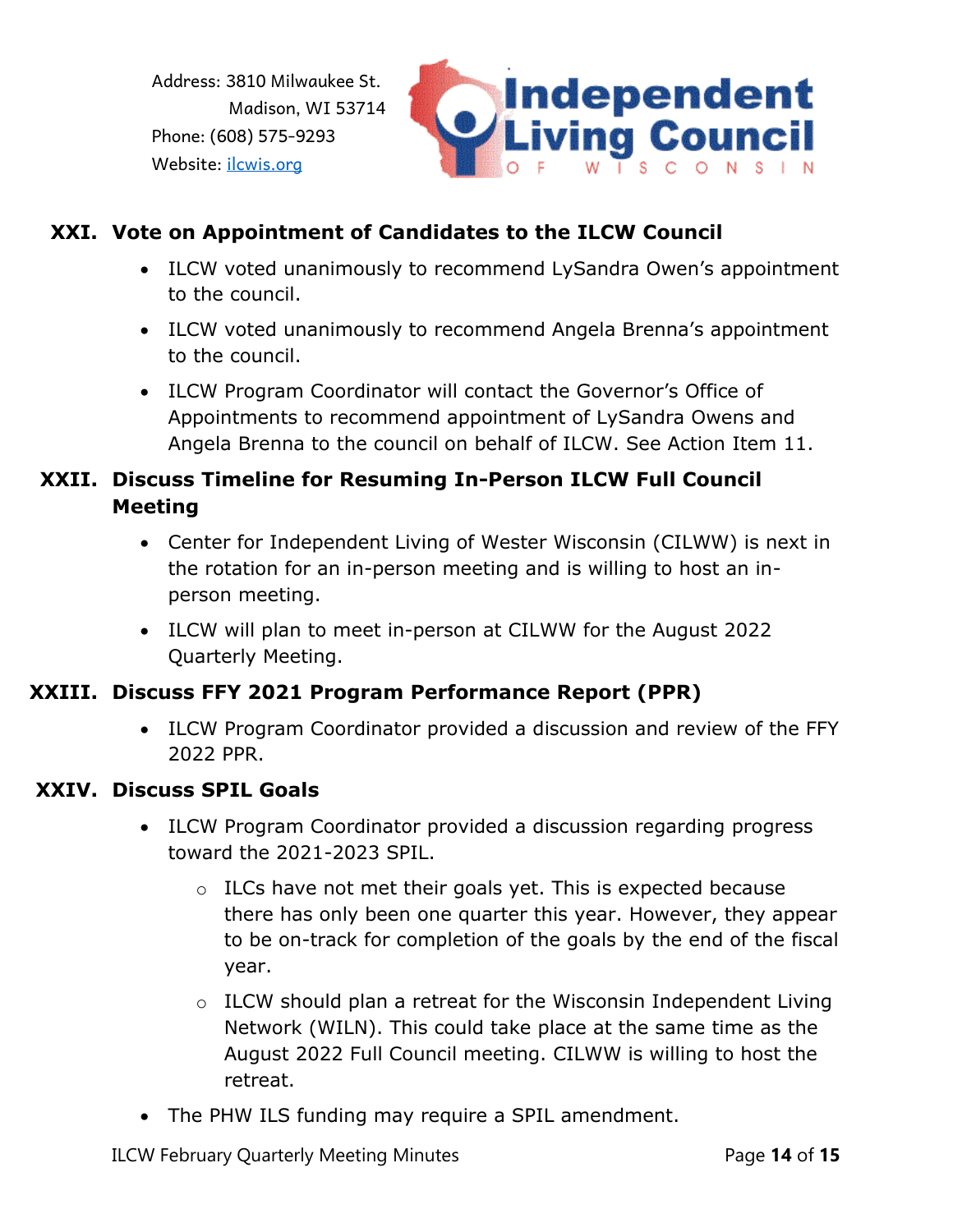Address: 3810 Milwaukee St.
Madison, WI 53714
Phone: (608) 575-9293
Website: ilcwis.org

Independent Living Council OF WISCONSIN

## XXI. Vote on Appointment of Candidates to the ILCW Council

- ILCW voted unanimously to recommend LySandra Owen's appointment to the council.
- ILCW voted unanimously to recommend Angela Brenna's appointment to the council.
- ILCW Program Coordinator will contact the Governor's Office of Appointments to recommend appointment of LySandra Owens and Angela Brenna to the council on behalf of ILCW. See Action Item 11.

## XXII. Discuss Timeline for Resuming In-Person ILCW Full Council Meeting

- Center for Independent Living of Wester Wisconsin (CILWW) is next in the rotation for an in-person meeting and is willing to host an in-person meeting.
- ILCW will plan to meet in-person at CILWW for the August 2022 Quarterly Meeting.

## XXIII. Discuss FFY 2021 Program Performance Report (PPR)

- ILCW Program Coordinator provided a discussion and review of the FFY 2022 PPR.

## XXIV. Discuss SPIL Goals

- ILCW Program Coordinator provided a discussion regarding progress toward the 2021-2023 SPIL.
  - ILCs have not met their goals yet. This is expected because there has only been one quarter this year. However, they appear to be on-track for completion of the goals by the end of the fiscal year.
  - ILCW should plan a retreat for the Wisconsin Independent Living Network (WILN). This could take place at the same time as the August 2022 Full Council meeting. CILWW is willing to host the retreat.
- The PHW ILS funding may require a SPIL amendment.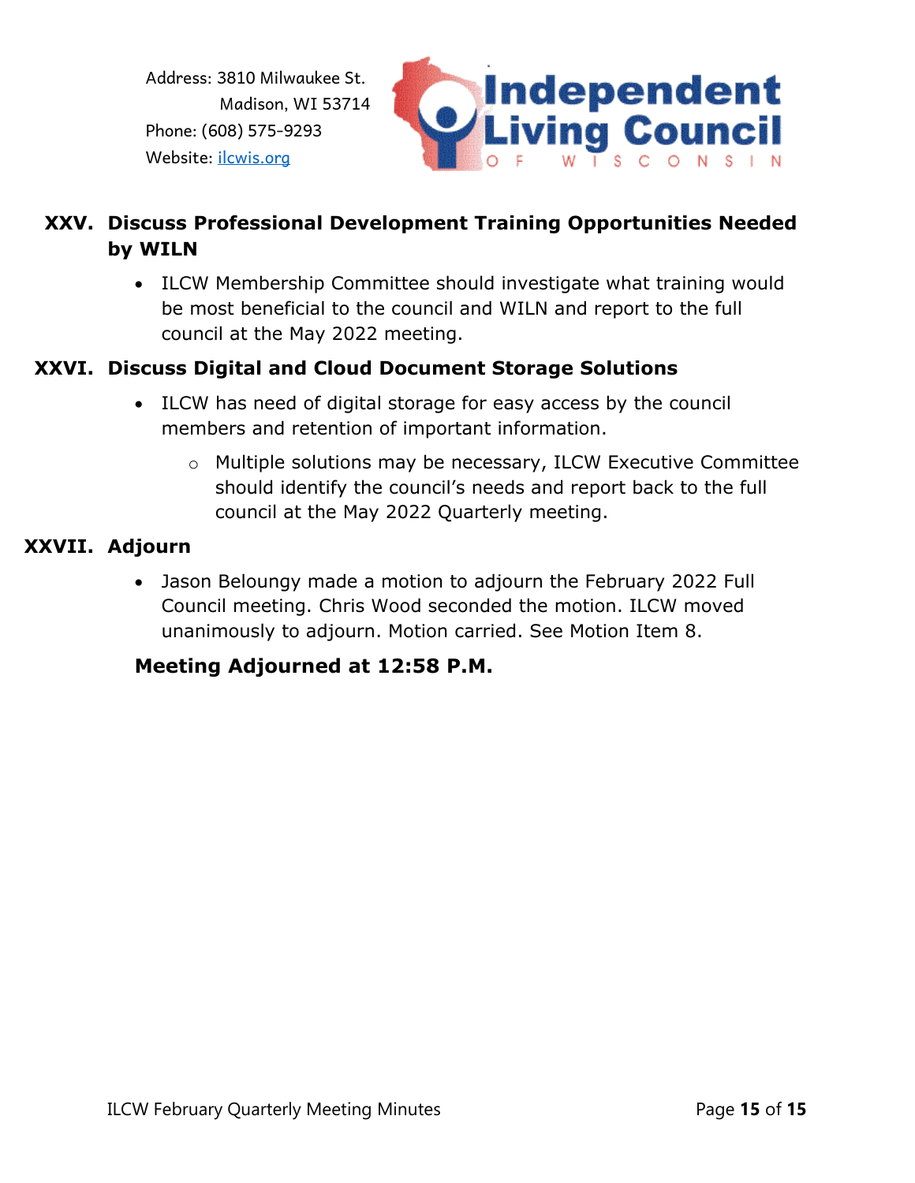Address: 3810 Milwaukee St.
Madison, WI 53714
Phone: (608) 575-9293
Website: ilcwis.org

Independent Living Council OF WISCONSIN

## XXV. Discuss Professional Development Training Opportunities Needed by WILN

- ILCW Membership Committee should investigate what training would be most beneficial to the council and WILN and report to the full council at the May 2022 meeting.

## XXVI. Discuss Digital and Cloud Document Storage Solutions

- ILCW has need of digital storage for easy access by the council members and retention of important information.
    - Multiple solutions may be necessary, ILCW Executive Committee should identify the council's needs and report back to the full council at the May 2022 Quarterly meeting.

## XXVII. Adjourn

- Jason Beloungy made a motion to adjourn the February 2022 Full Council meeting. Chris Wood seconded the motion. ILCW moved unanimously to adjourn. Motion carried. See Motion Item 8.

**Meeting Adjourned at 12:58 P.M.**